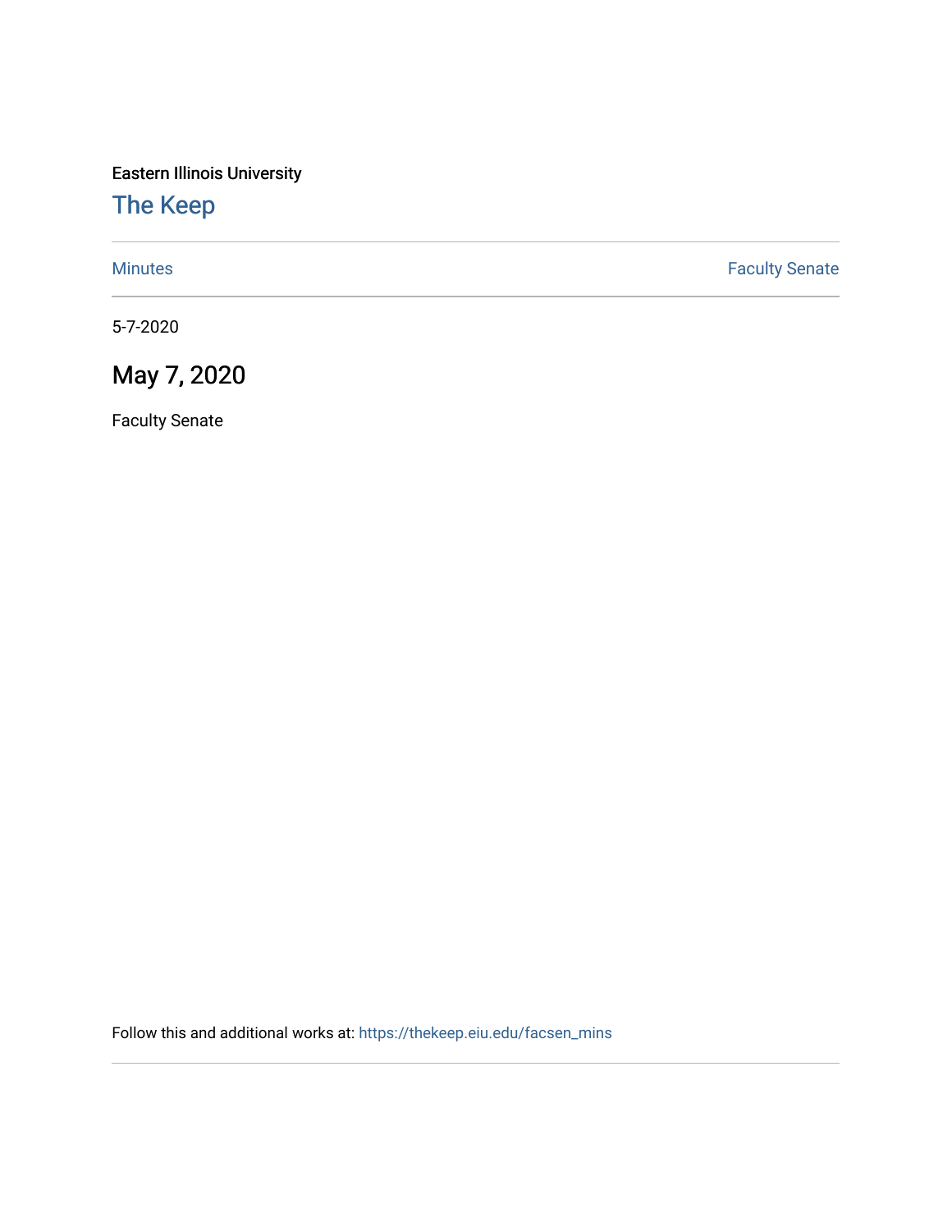Eastern Illinois University

# The Keep

Minutes | Faculty Senate

5-7-2020

## May 7, 2020

Faculty Senate

Follow this and additional works at: https://thekeep.eiu.edu/facsen_mins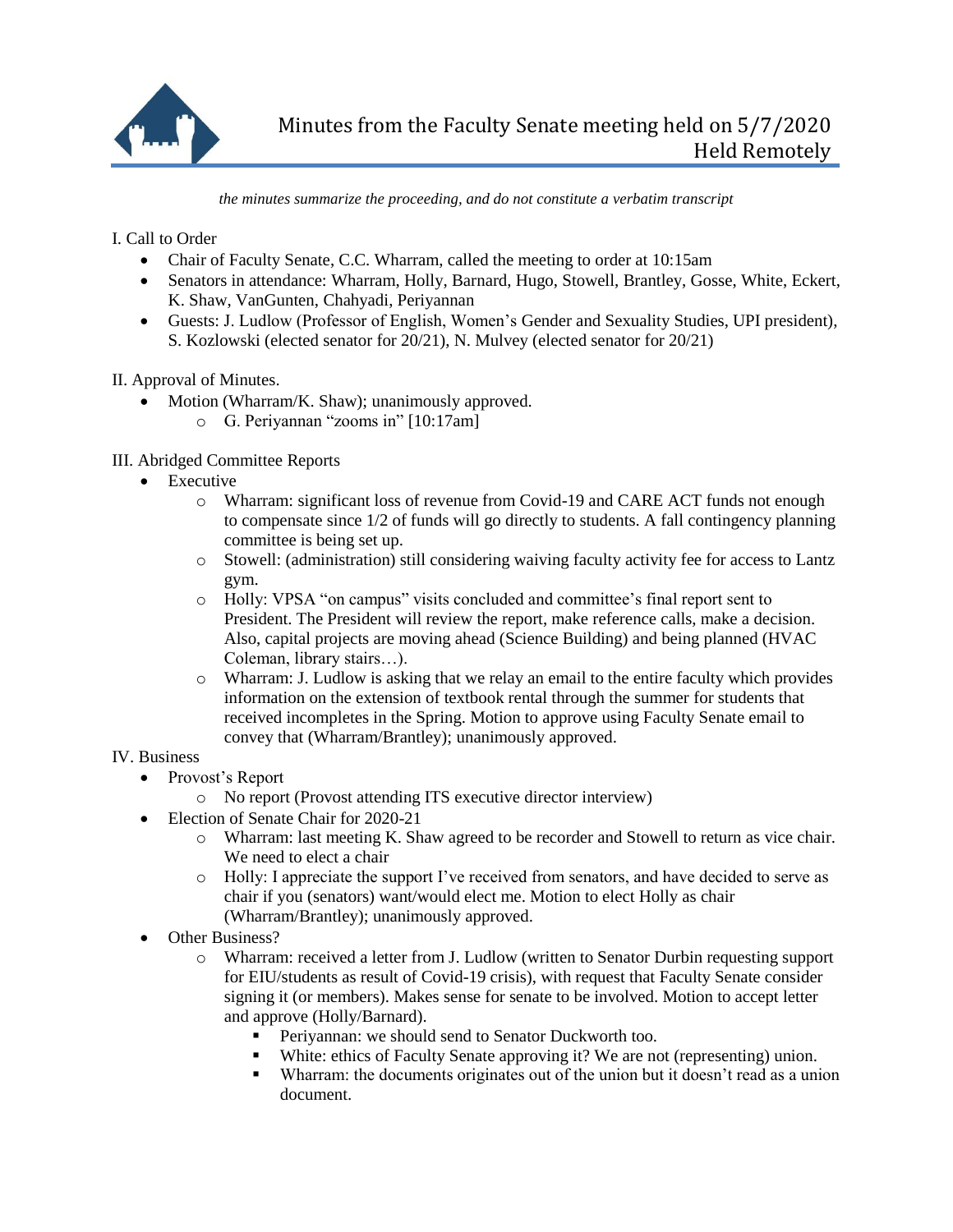# Minutes from the Faculty Senate meeting held on 5/7/2020
## Held Remotely

*the minutes summarize the proceeding, and do not constitute a verbatim transcript*

I. Call to Order

- Chair of Faculty Senate, C.C. Wharram, called the meeting to order at 10:15am
- Senators in attendance: Wharram, Holly, Barnard, Hugo, Stowell, Brantley, Gosse, White, Eckert, K. Shaw, VanGunten, Chahyadi, Periyannan
- Guests: J. Ludlow (Professor of English, Women's Gender and Sexuality Studies, UPI president), S. Kozlowski (elected senator for 20/21), N. Mulvey (elected senator for 20/21)

II. Approval of Minutes.

- Motion (Wharram/K. Shaw); unanimously approved.
  - G. Periyannan "zooms in" [10:17am]

III. Abridged Committee Reports

- Executive
  - Wharram: significant loss of revenue from Covid-19 and CARE ACT funds not enough to compensate since 1/2 of funds will go directly to students. A fall contingency planning committee is being set up.
  - Stowell: (administration) still considering waiving faculty activity fee for access to Lantz gym.
  - Holly: VPSA "on campus" visits concluded and committee's final report sent to President. The President will review the report, make reference calls, make a decision. Also, capital projects are moving ahead (Science Building) and being planned (HVAC Coleman, library stairs…).
  - Wharram: J. Ludlow is asking that we relay an email to the entire faculty which provides information on the extension of textbook rental through the summer for students that received incompletes in the Spring. Motion to approve using Faculty Senate email to convey that (Wharram/Brantley); unanimously approved.

IV. Business

- Provost's Report
  - No report (Provost attending ITS executive director interview)
- Election of Senate Chair for 2020-21
  - Wharram: last meeting K. Shaw agreed to be recorder and Stowell to return as vice chair. We need to elect a chair
  - Holly: I appreciate the support I've received from senators, and have decided to serve as chair if you (senators) want/would elect me. Motion to elect Holly as chair (Wharram/Brantley); unanimously approved.
- Other Business?
  - Wharram: received a letter from J. Ludlow (written to Senator Durbin requesting support for EIU/students as result of Covid-19 crisis), with request that Faculty Senate consider signing it (or members). Makes sense for senate to be involved. Motion to accept letter and approve (Holly/Barnard).
    - Periyannan: we should send to Senator Duckworth too.
    - White: ethics of Faculty Senate approving it? We are not (representing) union.
    - Wharram: the documents originates out of the union but it doesn't read as a union document.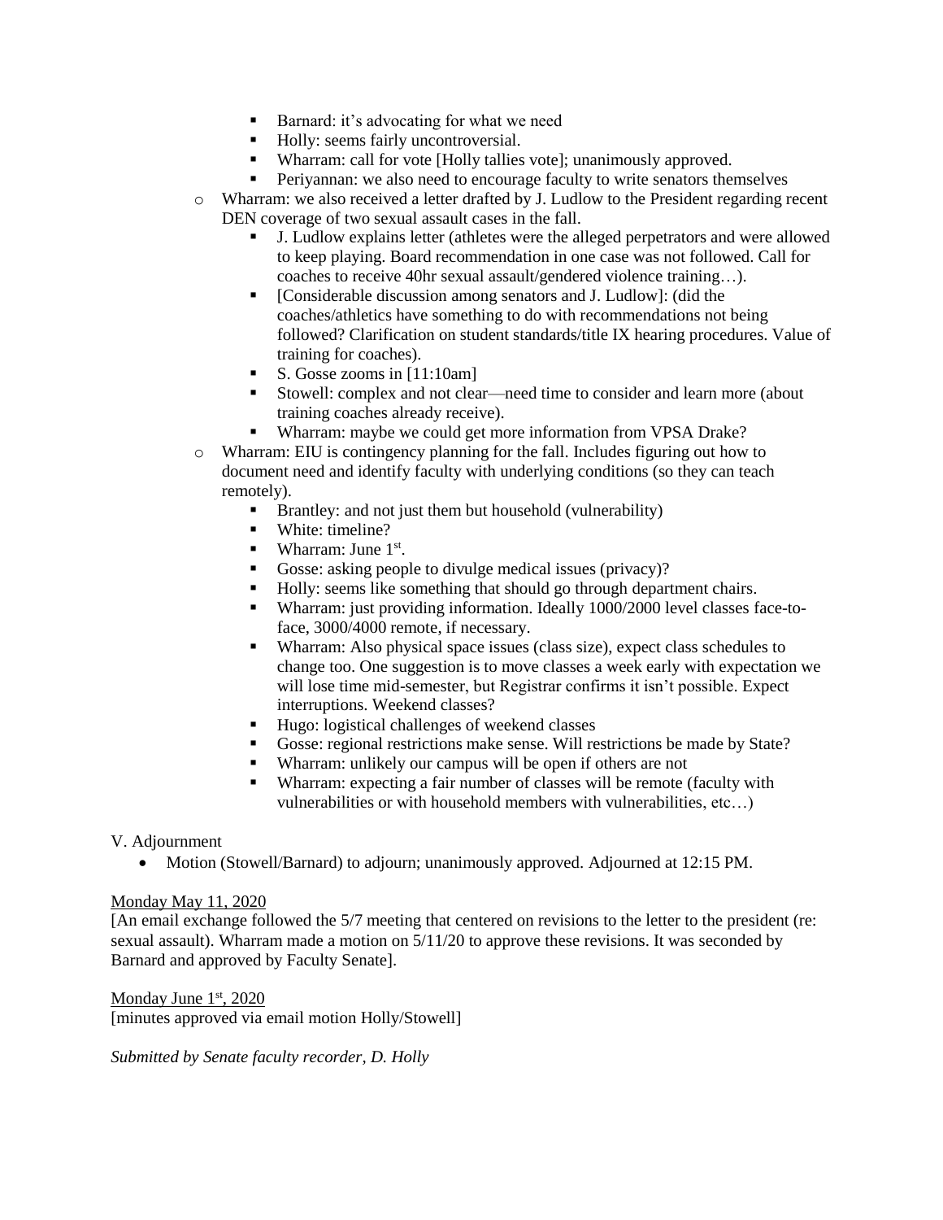- Barnard: it's advocating for what we need
      - Holly: seems fairly uncontroversial.
      - Wharram: call for vote [Holly tallies vote]; unanimously approved.
      - Periyannan: we also need to encourage faculty to write senators themselves
    - Wharram: we also received a letter drafted by J. Ludlow to the President regarding recent DEN coverage of two sexual assault cases in the fall.
      - J. Ludlow explains letter (athletes were the alleged perpetrators and were allowed to keep playing. Board recommendation in one case was not followed. Call for coaches to receive 40hr sexual assault/gendered violence training…).
      - [Considerable discussion among senators and J. Ludlow]: (did the coaches/athletics have something to do with recommendations not being followed? Clarification on student standards/title IX hearing procedures. Value of training for coaches).
      - S. Gosse zooms in [11:10am]
      - Stowell: complex and not clear—need time to consider and learn more (about training coaches already receive).
      - Wharram: maybe we could get more information from VPSA Drake?
    - Wharram: EIU is contingency planning for the fall. Includes figuring out how to document need and identify faculty with underlying conditions (so they can teach remotely).
      - Brantley: and not just them but household (vulnerability)
      - White: timeline?
      - Wharram: June 1st.
      - Gosse: asking people to divulge medical issues (privacy)?
      - Holly: seems like something that should go through department chairs.
      - Wharram: just providing information. Ideally 1000/2000 level classes face-to-face, 3000/4000 remote, if necessary.
      - Wharram: Also physical space issues (class size), expect class schedules to change too. One suggestion is to move classes a week early with expectation we will lose time mid-semester, but Registrar confirms it isn't possible. Expect interruptions. Weekend classes?
      - Hugo: logistical challenges of weekend classes
      - Gosse: regional restrictions make sense. Will restrictions be made by State?
      - Wharram: unlikely our campus will be open if others are not
      - Wharram: expecting a fair number of classes will be remote (faculty with vulnerabilities or with household members with vulnerabilities, etc…)

V. Adjournment

- Motion (Stowell/Barnard) to adjourn; unanimously approved. Adjourned at 12:15 PM.

Monday May 11, 2020

[An email exchange followed the 5/7 meeting that centered on revisions to the letter to the president (re: sexual assault). Wharram made a motion on 5/11/20 to approve these revisions. It was seconded by Barnard and approved by Faculty Senate].

Monday June 1st, 2020

[minutes approved via email motion Holly/Stowell]

*Submitted by Senate faculty recorder, D. Holly*